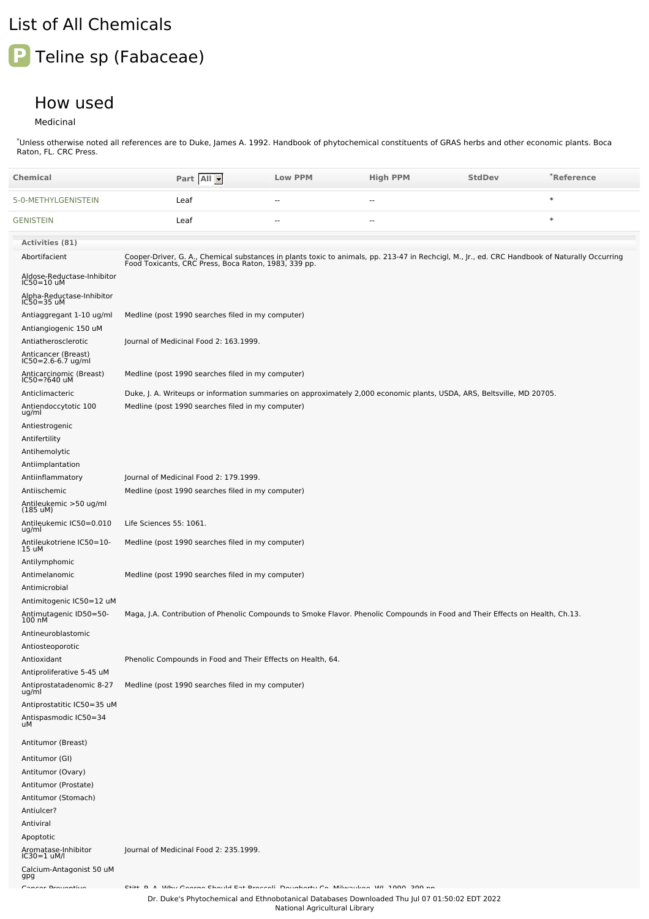# List of All Chemicals

## Teline sp (Fabaceae)

### How used

Medicinal

*Unless otherwise noted all references are to Duke, James A. 1992. Handbook of phytochemical constituents of GRAS herbs and other economic plants. Boca Raton, FL. CRC Press.

| Chemical | Part | Low PPM | High PPM | StdDev | *Reference |
|---|---|---|---|---|---|
| 5-0-METHYLGENISTEIN | Leaf | -- | -- | | * |
| GENISTEIN | Leaf | -- | -- | | * |

**Activities (81)**

| Activity | Reference |
|---|---|
| Abortifacient | Cooper-Driver, G. A., Chemical substances in plants toxic to animals, pp. 213-47 in Rechcigl, M., Jr., ed. CRC Handbook of Naturally Occurring Food Toxicants, CRC Press, Boca Raton, 1983, 339 pp. |
| Aldose-Reductase-Inhibitor IC50=10 uM | |
| Alpha-Reductase-Inhibitor IC50=35 uM | |
| Antiaggregant 1-10 ug/ml | Medline (post 1990 searches filed in my computer) |
| Antiangiogenic 150 uM | |
| Antiatherosclerotic | Journal of Medicinal Food 2: 163.1999. |
| Anticancer (Breast) IC50=2.6-6.7 ug/ml | |
| Anticarcinomic (Breast) IC50=?640 uM | Medline (post 1990 searches filed in my computer) |
| Anticlimacteric | Duke, J. A. Writeups or information summaries on approximately 2,000 economic plants, USDA, ARS, Beltsville, MD 20705. |
| Antiendoccytotic 100 ug/ml | Medline (post 1990 searches filed in my computer) |
| Antiestrogenic | |
| Antifertility | |
| Antihemolytic | |
| Antiimplantation | |
| Antiinflammatory | Journal of Medicinal Food 2: 179.1999. |
| Antiischemic | Medline (post 1990 searches filed in my computer) |
| Antileukemic >50 ug/ml (185 uM) | |
| Antileukemic IC50=0.010 ug/ml | Life Sciences 55: 1061. |
| Antileukotriene IC50=10-15 uM | Medline (post 1990 searches filed in my computer) |
| Antilymphomic | |
| Antimelanomic | Medline (post 1990 searches filed in my computer) |
| Antimicrobial | |
| Antimitogenic IC50=12 uM | |
| Antimutagenic ID50=50-100 nM | Maga, J.A. Contribution of Phenolic Compounds to Smoke Flavor. Phenolic Compounds in Food and Their Effects on Health, Ch.13. |
| Antineuroblastomic | |
| Antiosteoporotic | |
| Antioxidant | Phenolic Compounds in Food and Their Effects on Health, 64. |
| Antiproliferative 5-45 uM | |
| Antiprostatadenomic 8-27 ug/ml | Medline (post 1990 searches filed in my computer) |
| Antiprostatitic IC50=35 uM | |
| Antispasmodic IC50=34 uM | |
| Antitumor (Breast) | |
| Antitumor (GI) | |
| Antitumor (Ovary) | |
| Antitumor (Prostate) | |
| Antitumor (Stomach) | |
| Antiulcer? | |
| Antiviral | |
| Apoptotic | |
| Aromatase-Inhibitor IC30=1 uM/l | Journal of Medicinal Food 2: 235.1999. |
| Calcium-Antagonist 50 uM gpg | |
| Cancer-Preventive | Stitt, P. A. Why George Should Eat Broccoli. Dougherty Co, Milwaukee, WI, 1990, 399 pp. |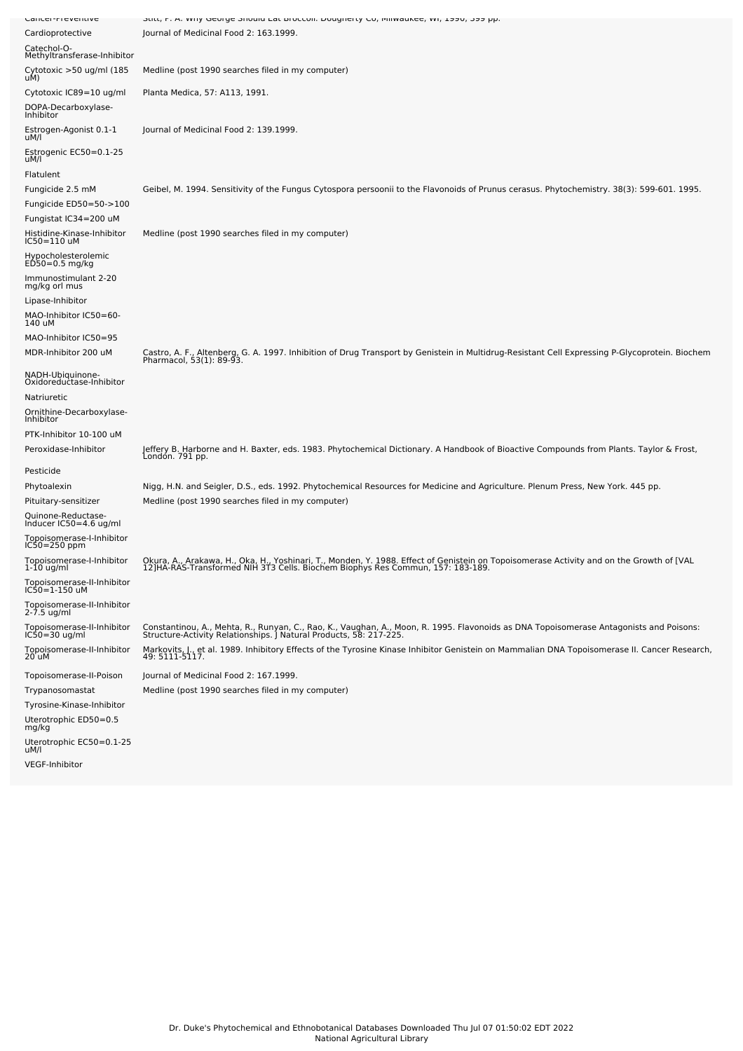| | |
|---|---|
| Cancer-Preventive | Stitt, P. A. Why George Should Eat Broccoli. Dougherty Co, Milwaukee, WI, 1990, 399 pp. |
| Cardioprotective | Journal of Medicinal Food 2: 163.1999. |
| Catechol-O-Methyltransferase-Inhibitor | |
| Cytotoxic >50 ug/ml (185 uM) | Medline (post 1990 searches filed in my computer) |
| Cytotoxic IC89=10 ug/ml | Planta Medica, 57: A113, 1991. |
| DOPA-Decarboxylase-Inhibitor | |
| Estrogen-Agonist 0.1-1 uM/l | Journal of Medicinal Food 2: 139.1999. |
| Estrogenic EC50=0.1-25 uM/l | |
| Flatulent | |
| Fungicide 2.5 mM | Geibel, M. 1994. Sensitivity of the Fungus Cytospora persoonii to the Flavonoids of Prunus cerasus. Phytochemistry. 38(3): 599-601. 1995. |
| Fungicide ED50=50->100 | |
| Fungistat IC34=200 uM | |
| Histidine-Kinase-Inhibitor IC50=110 uM | Medline (post 1990 searches filed in my computer) |
| Hypocholesterolemic ED50=0.5 mg/kg | |
| Immunostimulant 2-20 mg/kg orl mus | |
| Lipase-Inhibitor | |
| MAO-Inhibitor IC50=60-140 uM | |
| MAO-Inhibitor IC50=95 | |
| MDR-Inhibitor 200 uM | Castro, A. F., Altenberg, G. A. 1997. Inhibition of Drug Transport by Genistein in Multidrug-Resistant Cell Expressing P-Glycoprotein. Biochem Pharmacol, 53(1): 89-93. |
| NADH-Ubiquinone-Oxidoreductase-Inhibitor | |
| Natriuretic | |
| Ornithine-Decarboxylase-Inhibitor | |
| PTK-Inhibitor 10-100 uM | |
| Peroxidase-Inhibitor | Jeffery B. Harborne and H. Baxter, eds. 1983. Phytochemical Dictionary. A Handbook of Bioactive Compounds from Plants. Taylor & Frost, London. 791 pp. |
| Pesticide | |
| Phytoalexin | Nigg, H.N. and Seigler, D.S., eds. 1992. Phytochemical Resources for Medicine and Agriculture. Plenum Press, New York. 445 pp. |
| Pituitary-sensitizer | Medline (post 1990 searches filed in my computer) |
| Quinone-Reductase-Inducer IC50=4.6 ug/ml | |
| Topoisomerase-I-Inhibitor IC50=250 ppm | |
| Topoisomerase-I-Inhibitor 1-10 ug/ml | Okura, A., Arakawa, H., Oka, H., Yoshinari, T., Monden, Y. 1988. Effect of Genistein on Topoisomerase Activity and on the Growth of [VAL 12]HA-RAS-Transformed NIH 3T3 Cells. Biochem Biophys Res Commun, 157: 183-189. |
| Topoisomerase-II-Inhibitor IC50=1-150 uM | |
| Topoisomerase-II-Inhibitor 2-7.5 ug/ml | |
| Topoisomerase-II-Inhibitor IC50=30 ug/ml | Constantinou, A., Mehta, R., Runyan, C., Rao, K., Vaughan, A., Moon, R. 1995. Flavonoids as DNA Topoisomerase Antagonists and Poisons: Structure-Activity Relationships. J Natural Products, 58: 217-225. |
| Topoisomerase-II-Inhibitor 20 uM | Markovits, J., et al. 1989. Inhibitory Effects of the Tyrosine Kinase Inhibitor Genistein on Mammalian DNA Topoisomerase II. Cancer Research, 49: 5111-5117. |
| Topoisomerase-II-Poison | Journal of Medicinal Food 2: 167.1999. |
| Trypanosomastat | Medline (post 1990 searches filed in my computer) |
| Tyrosine-Kinase-Inhibitor | |
| Uterotrophic ED50=0.5 mg/kg | |
| Uterotrophic EC50=0.1-25 uM/l | |
| VEGF-Inhibitor | |